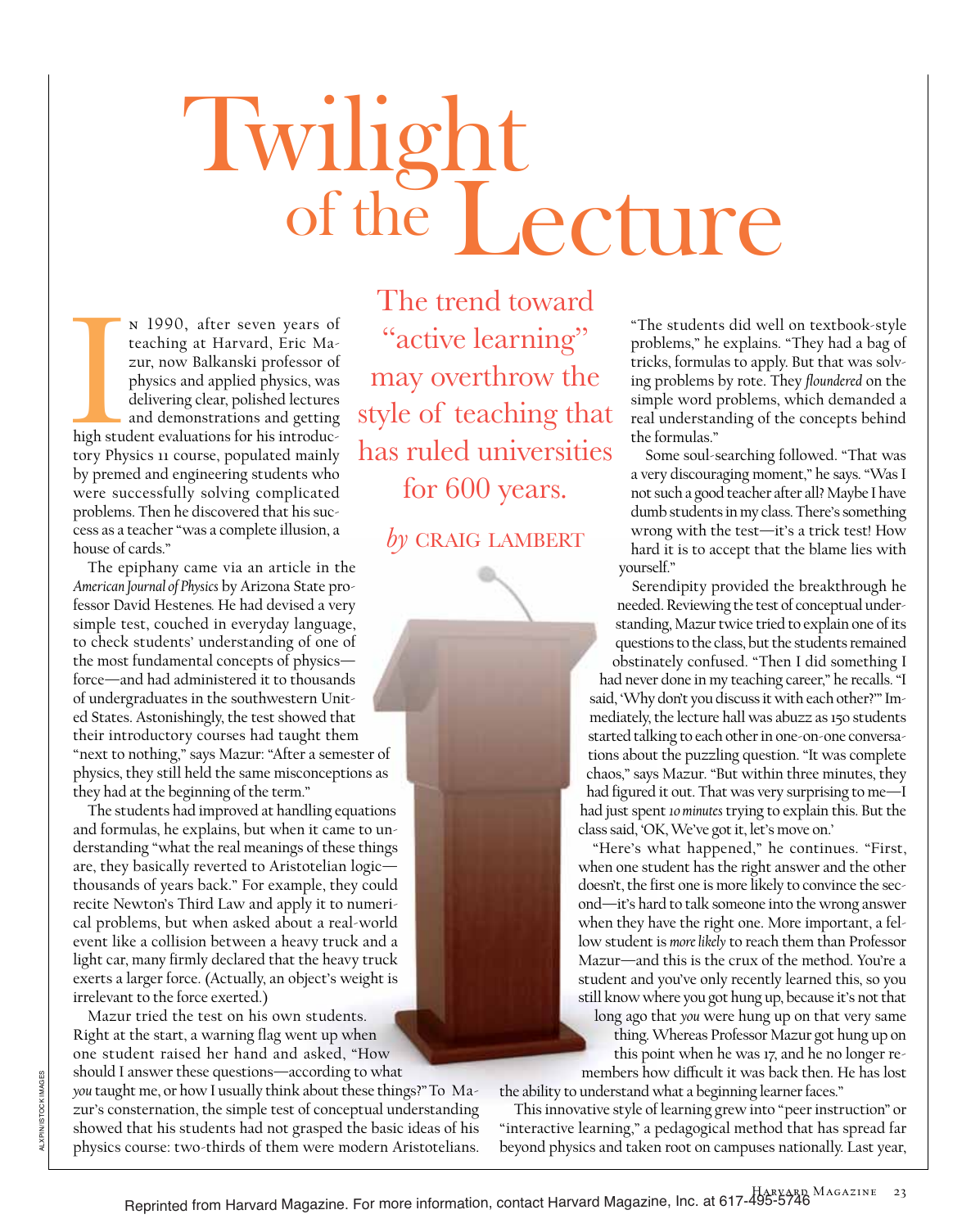# Twilight of the Lecture

## The trend toward "active learning" may overthrow the style of teaching that has ruled universities for 600 years.

*by* CRAIG LAMBERT

In 1990, after seven years of teaching at Harvard, Eric Mazur, now Balkanski professor of physics and applied physics, was delivering clear, polished lectures and demonstrations and getting high student evaluations for his introductory Physics 11 course, populated mainly by premed and engineering students who were successfully solving complicated problems. Then he discovered that his success as a teacher "was a complete illusion, a house of cards."

The epiphany came via an article in the *American Journal of Physics* by Arizona State professor David Hestenes. He had devised a very simple test, couched in everyday language, to check students' understanding of one of the most fundamental concepts of physics—force—and had administered it to thousands of undergraduates in the southwestern United States. Astonishingly, the test showed that their introductory courses had taught them "next to nothing," says Mazur: "After a semester of physics, they still held the same misconceptions as they had at the beginning of the term."

The students had improved at handling equations and formulas, he explains, but when it came to understanding "what the real meanings of these things are, they basically reverted to Aristotelian logic—thousands of years back." For example, they could recite Newton's Third Law and apply it to numerical problems, but when asked about a real-world event like a collision between a heavy truck and a light car, many firmly declared that the heavy truck exerts a larger force. (Actually, an object's weight is irrelevant to the force exerted.)

Mazur tried the test on his own students. Right at the start, a warning flag went up when one student raised her hand and asked, "How should I answer these questions—according to what *you* taught me, or how I usually think about these things?" To Mazur's consternation, the simple test of conceptual understanding showed that his students had not grasped the basic ideas of his physics course: two-thirds of them were modern Aristotelians.

"The students did well on textbook-style problems," he explains. "They had a bag of tricks, formulas to apply. But that was solving problems by rote. They *floundered* on the simple word problems, which demanded a real understanding of the concepts behind the formulas."

Some soul-searching followed. "That was a very discouraging moment," he says. "Was I not such a good teacher after all? Maybe I have dumb students in my class. There's something wrong with the test—it's a trick test! How hard it is to accept that the blame lies with yourself."

Serendipity provided the breakthrough he needed. Reviewing the test of conceptual understanding, Mazur twice tried to explain one of its questions to the class, but the students remained obstinately confused. "Then I did something I had never done in my teaching career," he recalls. "I said, 'Why don't you discuss it with each other?'" Immediately, the lecture hall was abuzz as 150 students started talking to each other in one-on-one conversations about the puzzling question. "It was complete chaos," says Mazur. "But within three minutes, they had figured it out. That was very surprising to me—I had just spent *10 minutes* trying to explain this. But the class said, 'OK, We've got it, let's move on.'

"Here's what happened," he continues. "First, when one student has the right answer and the other doesn't, the first one is more likely to convince the second—it's hard to talk someone into the wrong answer when they have the right one. More important, a fellow student is *more likely* to reach them than Professor Mazur—and this is the crux of the method. You're a student and you've only recently learned this, so you still know where you got hung up, because it's not that long ago that *you* were hung up on that very same thing. Whereas Professor Mazur got hung up on this point when he was 17, and he no longer remembers how difficult it was back then. He has lost the ability to understand what a beginning learner faces."

This innovative style of learning grew into "peer instruction" or "interactive learning," a pedagogical method that has spread far beyond physics and taken root on campuses nationally. Last year,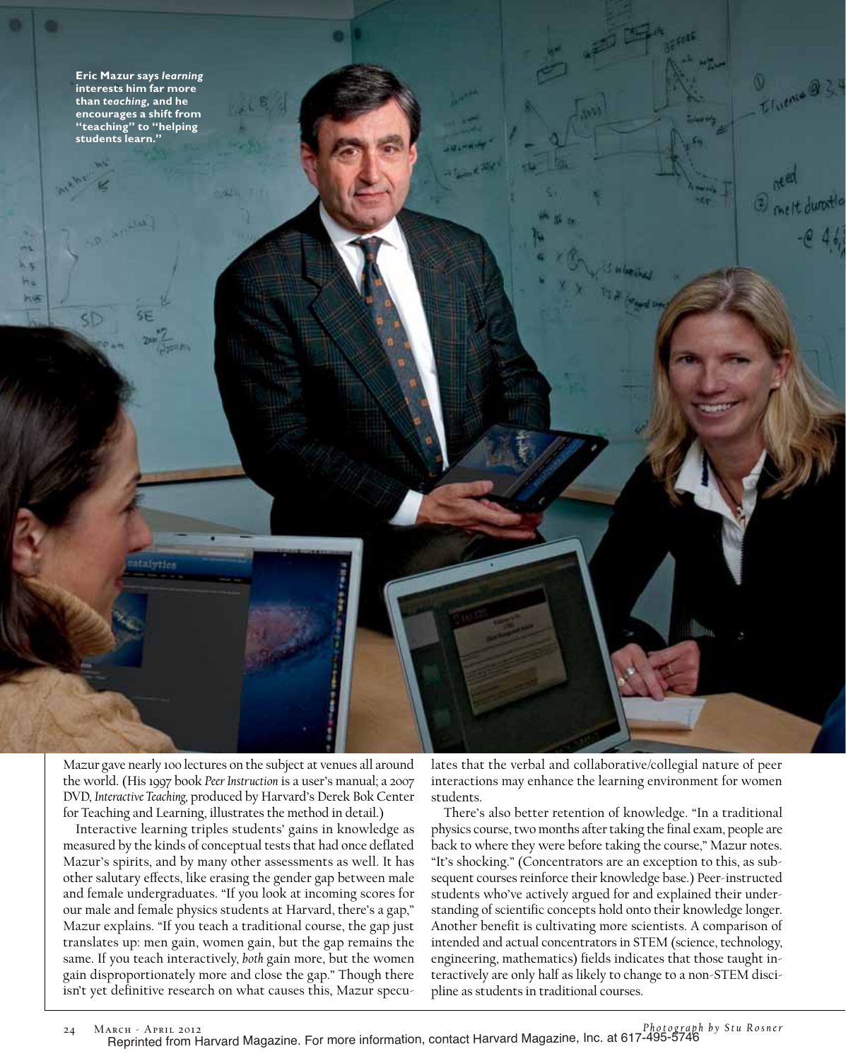**Eric Mazur says *learning* interests him far more than *teaching*, and he encourages a shift from "teaching" to "helping students learn."**

Mazur gave nearly 100 lectures on the subject at venues all around the world. (His 1997 book *Peer Instruction* is a user's manual; a 2007 DVD, *Interactive Teaching*, produced by Harvard's Derek Bok Center for Teaching and Learning, illustrates the method in detail.)

Interactive learning triples students' gains in knowledge as measured by the kinds of conceptual tests that had once deflated Mazur's spirits, and by many other assessments as well. It has other salutary effects, like erasing the gender gap between male and female undergraduates. "If you look at incoming scores for our male and female physics students at Harvard, there's a gap," Mazur explains. "If you teach a traditional course, the gap just translates up: men gain, women gain, but the gap remains the same. If you teach interactively, *both* gain more, but the women gain disproportionately more and close the gap." Though there isn't yet definitive research on what causes this, Mazur speculates that the verbal and collaborative/collegial nature of peer interactions may enhance the learning environment for women students.

There's also better retention of knowledge. "In a traditional physics course, two months after taking the final exam, people are back to where they were before taking the course," Mazur notes. "It's shocking." (Concentrators are an exception to this, as subsequent courses reinforce their knowledge base.) Peer-instructed students who've actively argued for and explained their understanding of scientific concepts hold onto their knowledge longer. Another benefit is cultivating more scientists. A comparison of intended and actual concentrators in STEM (science, technology, engineering, mathematics) fields indicates that those taught interactively are only half as likely to change to a non-STEM discipline as students in traditional courses.

*Photograph by Stu Rosner*

Reprinted from Harvard Magazine. For more information, contact Harvard Magazine, Inc. at 617-495-5746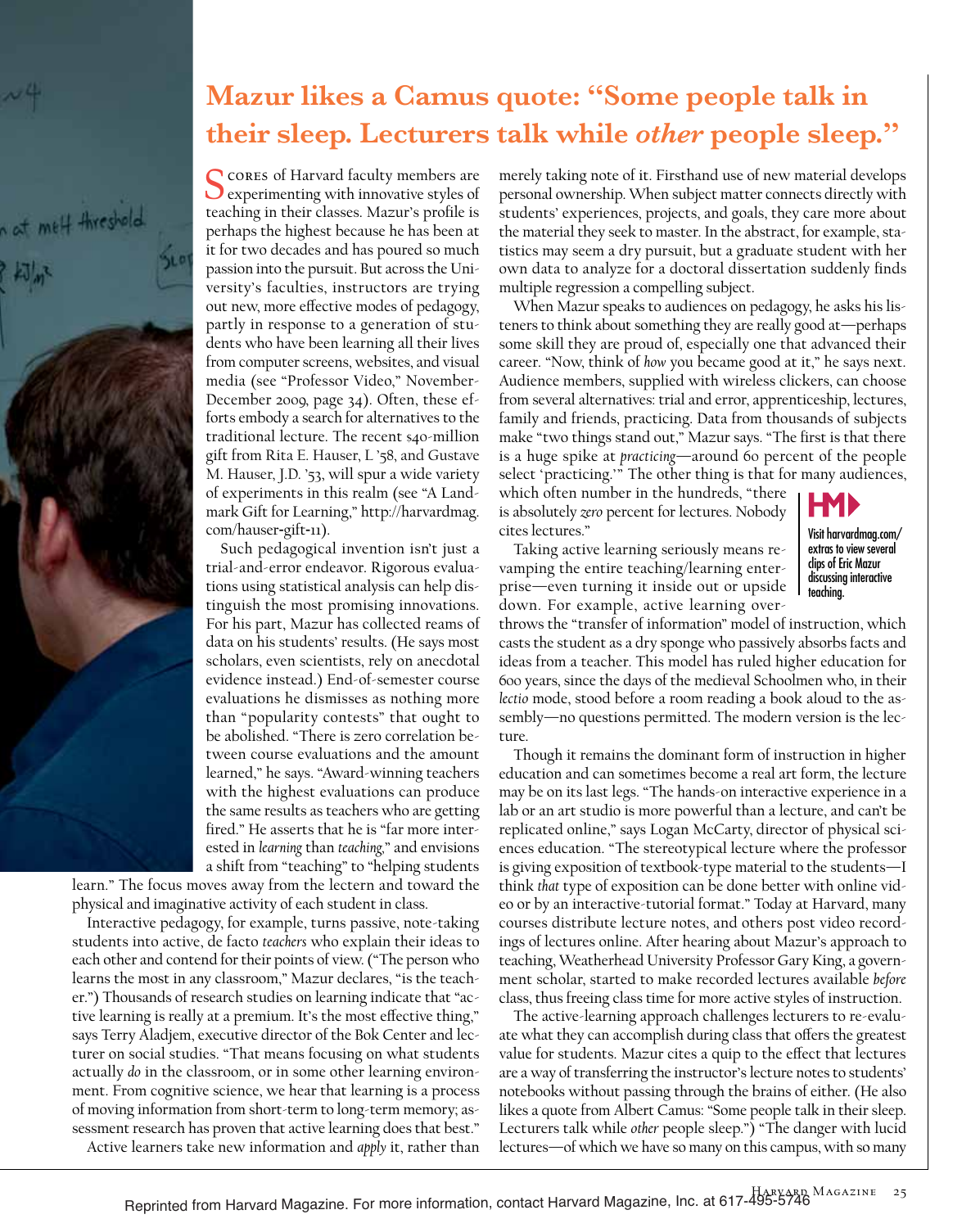## Mazur likes a Camus quote: "Some people talk in their sleep. Lecturers talk while *other* people sleep."

Scores of Harvard faculty members are experimenting with innovative styles of teaching in their classes. Mazur's profile is perhaps the highest because he has been at it for two decades and has poured so much passion into the pursuit. But across the University's faculties, instructors are trying out new, more effective modes of pedagogy, partly in response to a generation of students who have been learning all their lives from computer screens, websites, and visual media (see "Professor Video," November-December 2009, page 34). Often, these efforts embody a search for alternatives to the traditional lecture. The recent $40-million gift from Rita E. Hauser, L '58, and Gustave M. Hauser, J.D. '53, will spur a wide variety of experiments in this realm (see "A Landmark Gift for Learning," http://harvardmag.com/hauser-gift-11).

Such pedagogical invention isn't just a trial-and-error endeavor. Rigorous evaluations using statistical analysis can help distinguish the most promising innovations. For his part, Mazur has collected reams of data on his students' results. (He says most scholars, even scientists, rely on anecdotal evidence instead.) End-of-semester course evaluations he dismisses as nothing more than "popularity contests" that ought to be abolished. "There is zero correlation between course evaluations and the amount learned," he says. "Award-winning teachers with the highest evaluations can produce the same results as teachers who are getting fired." He asserts that he is "far more interested in *learning* than *teaching*," and envisions a shift from "teaching" to "helping students learn." The focus moves away from the lectern and toward the physical and imaginative activity of each student in class.

Interactive pedagogy, for example, turns passive, note-taking students into active, de facto *teachers* who explain their ideas to each other and contend for their points of view. ("The person who learns the most in any classroom," Mazur declares, "is the teacher.") Thousands of research studies on learning indicate that "active learning is really at a premium. It's the most effective thing," says Terry Aladjem, executive director of the Bok Center and lecturer on social studies. "That means focusing on what students actually *do* in the classroom, or in some other learning environment. From cognitive science, we hear that learning is a process of moving information from short-term to long-term memory; assessment research has proven that active learning does that best."

Active learners take new information and *apply* it, rather than merely taking note of it. Firsthand use of new material develops personal ownership. When subject matter connects directly with students' experiences, projects, and goals, they care more about the material they seek to master. In the abstract, for example, statistics may seem a dry pursuit, but a graduate student with her own data to analyze for a doctoral dissertation suddenly finds multiple regression a compelling subject.

When Mazur speaks to audiences on pedagogy, he asks his listeners to think about something they are really good at—perhaps some skill they are proud of, especially one that advanced their career. "Now, think of *how* you became good at it," he says next. Audience members, supplied with wireless clickers, can choose from several alternatives: trial and error, apprenticeship, lectures, family and friends, practicing. Data from thousands of subjects make "two things stand out," Mazur says. "The first is that there is a huge spike at *practicing*—around 60 percent of the people select 'practicing.'" The other thing is that for many audiences, which often number in the hundreds, "there is absolutely *zero* percent for lectures. Nobody cites lectures."

**HM▶** Visit harvardmag.com/extras to view several clips of Eric Mazur discussing interactive teaching.

Taking active learning seriously means revamping the entire teaching/learning enterprise—even turning it inside out or upside down. For example, active learning overthrows the "transfer of information" model of instruction, which casts the student as a dry sponge who passively absorbs facts and ideas from a teacher. This model has ruled higher education for 600 years, since the days of the medieval Schoolmen who, in their *lectio* mode, stood before a room reading a book aloud to the assembly—no questions permitted. The modern version is the lecture.

Though it remains the dominant form of instruction in higher education and can sometimes become a real art form, the lecture may be on its last legs. "The hands-on interactive experience in a lab or an art studio is more powerful than a lecture, and can't be replicated online," says Logan McCarty, director of physical sciences education. "The stereotypical lecture where the professor is giving exposition of textbook-type material to the students—I think *that* type of exposition can be done better with online video or by an interactive-tutorial format." Today at Harvard, many courses distribute lecture notes, and others post video recordings of lectures online. After hearing about Mazur's approach to teaching, Weatherhead University Professor Gary King, a government scholar, started to make recorded lectures available *before* class, thus freeing class time for more active styles of instruction.

The active-learning approach challenges lecturers to re-evaluate what they can accomplish during class that offers the greatest value for students. Mazur cites a quip to the effect that lectures are a way of transferring the instructor's lecture notes to students' notebooks without passing through the brains of either. (He also likes a quote from Albert Camus: "Some people talk in their sleep. Lecturers talk while *other* people sleep.") "The danger with lucid lectures—of which we have so many on this campus, with so many

Reprinted from Harvard Magazine. For more information, contact Harvard Magazine, Inc. at 617-495-5746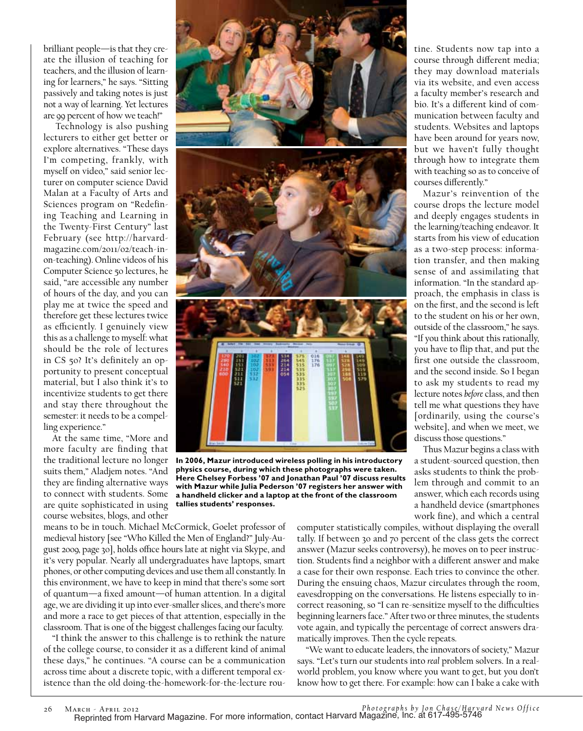brilliant people—is that they create the illusion of teaching for teachers, and the illusion of learning for learners," he says. "Sitting passively and taking notes is just not a way of learning. Yet lectures are 99 percent of how we teach!"

Technology is also pushing lecturers to either get better or explore alternatives. "These days I'm competing, frankly, with myself on video," said senior lecturer on computer science David Malan at a Faculty of Arts and Sciences program on "Redefining Teaching and Learning in the Twenty-First Century" last February (see http://harvardmagazine.com/2011/02/teach-in-on-teaching). Online videos of his Computer Science 50 lectures, he said, "are accessible any number of hours of the day, and you can play me at twice the speed and therefore get these lectures twice as efficiently. I genuinely view this as a challenge to myself: what should be the role of lectures in CS 50? It's definitely an opportunity to present conceptual material, but I also think it's to incentivize students to get there and stay there throughout the semester: it needs to be a compelling experience."

At the same time, "More and more faculty are finding that the traditional lecture no longer suits them," Aladjem notes. "And they are finding alternative ways to connect with students. Some are quite sophisticated in using course websites, blogs, and other means to be in touch. Michael McCormick, Goelet professor of medieval history [see "Who Killed the Men of England?" July-August 2009, page 30], holds office hours late at night via Skype, and it's very popular. Nearly all undergraduates have laptops, smart phones, or other computing devices and use them all constantly. In this environment, we have to keep in mind that there's some sort of quantum—a fixed amount—of human attention. In a digital age, we are dividing it up into ever-smaller slices, and there's more and more a race to get pieces of that attention, especially in the classroom. That is one of the biggest challenges facing our faculty.

"I think the answer to this challenge is to rethink the nature of the college course, to consider it as a different kind of animal these days," he continues. "A course can be a communication across time about a discrete topic, with a different temporal existence than the old doing-the-homework-for-the-lecture routine. Students now tap into a course through different media; they may download materials via its website, and even access a faculty member's research and bio. It's a different kind of communication between faculty and students. Websites and laptops have been around for years now, but we haven't fully thought through how to integrate them with teaching so as to conceive of courses differently."

**In 2006, Mazur introduced wireless polling in his introductory physics course, during which these photographs were taken. Here Chelsey Forbess '07 and Jonathan Paul '07 discuss results with Mazur while Julia Pederson '07 registers her answer with a handheld clicker and a laptop at the front of the classroom tallies students' responses.**

Mazur's reinvention of the course drops the lecture model and deeply engages students in the learning/teaching endeavor. It starts from his view of education as a two-step process: information transfer, and then making sense of and assimilating that information. "In the standard approach, the emphasis in class is on the first, and the second is left to the student on his or her own, outside of the classroom," he says. "If you think about this rationally, you have to flip that, and put the first one outside the classroom, and the second inside. So I began to ask my students to read my lecture notes *before* class, and then tell me what questions they have [ordinarily, using the course's website], and when we meet, we discuss those questions."

Thus Mazur begins a class with a student-sourced question, then asks students to think the problem through and commit to an answer, which each records using a handheld device (smartphones work fine), and which a central computer statistically compiles, without displaying the overall tally. If between 30 and 70 percent of the class gets the correct answer (Mazur seeks controversy), he moves on to peer instruction. Students find a neighbor with a different answer and make a case for their own response. Each tries to convince the other. During the ensuing chaos, Mazur circulates through the room, eavesdropping on the conversations. He listens especially to incorrect reasoning, so "I can re-sensitize myself to the difficulties beginning learners face." After two or three minutes, the students vote again, and typically the percentage of correct answers dramatically improves. Then the cycle repeats.

"We want to educate leaders, the innovators of society," Mazur says. "Let's turn our students into *real* problem solvers. In a real-world problem, you know where you want to get, but you don't know how to get there. For example: how can I bake a cake with

*Photographs by Jon Chase/Harvard News Office*

Reprinted from Harvard Magazine. For more information, contact Harvard Magazine, Inc. at 617-495-5746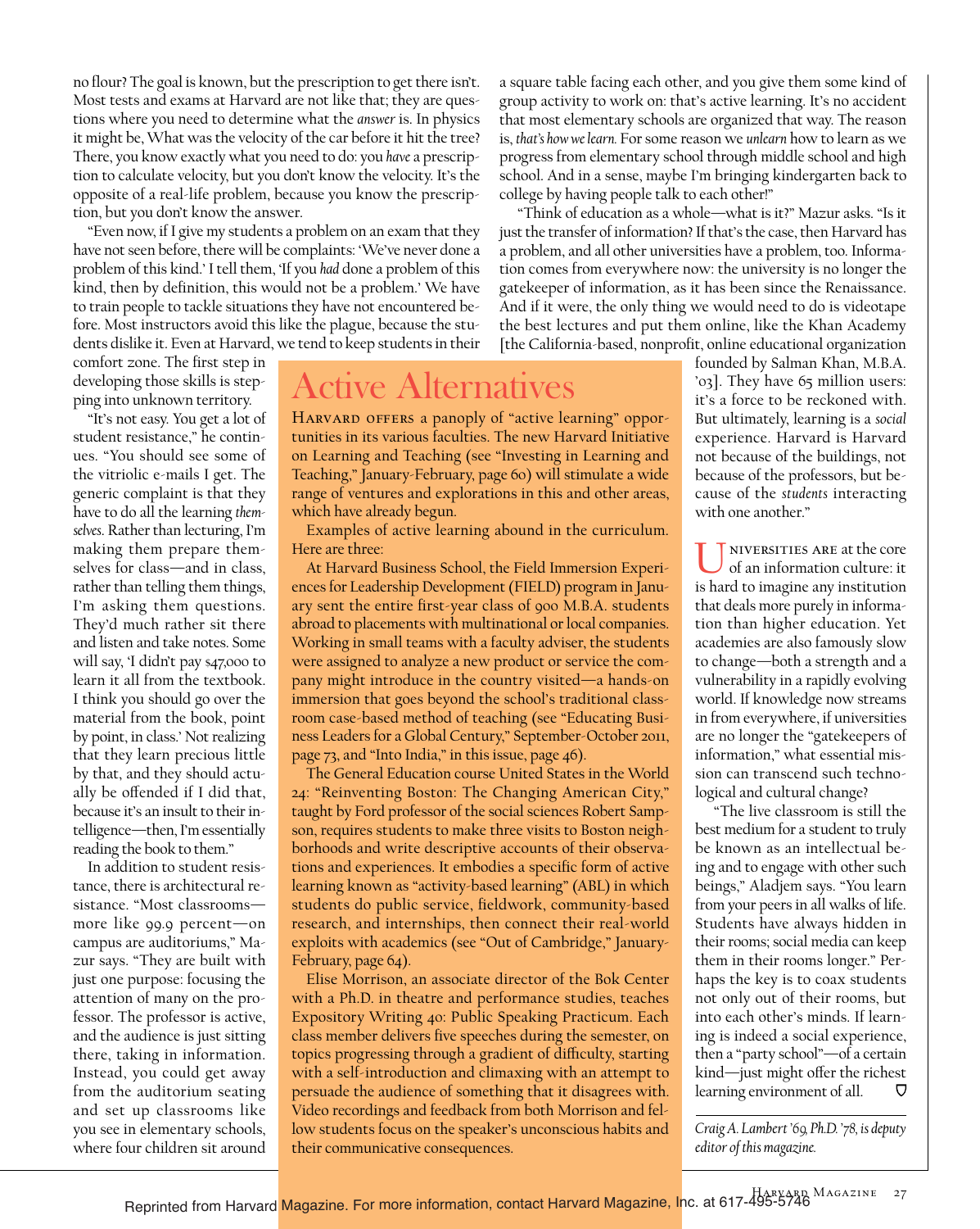no flour? The goal is known, but the prescription to get there isn't. Most tests and exams at Harvard are not like that; they are questions where you need to determine what the *answer* is. In physics it might be, What was the velocity of the car before it hit the tree? There, you know exactly what you need to do: you *have* a prescription to calculate velocity, but you don't know the velocity. It's the opposite of a real-life problem, because you know the prescription, but you don't know the answer.

"Even now, if I give my students a problem on an exam that they have not seen before, there will be complaints: 'We've never done a problem of this kind.' I tell them, 'If you *had* done a problem of this kind, then by definition, this would not be a problem.' We have to train people to tackle situations they have not encountered before. Most instructors avoid this like the plague, because the students dislike it. Even at Harvard, we tend to keep students in their comfort zone. The first step in developing those skills is stepping into unknown territory.

"It's not easy. You get a lot of student resistance," he continues. "You should see some of the vitriolic e-mails I get. The generic complaint is that they have to do all the learning *themselves*. Rather than lecturing, I'm making them prepare themselves for class—and in class, rather than telling them things, I'm asking them questions. They'd much rather sit there and listen and take notes. Some will say, 'I didn't pay $47,000 to learn it all from the textbook. I think you should go over the material from the book, point by point, in class.' Not realizing that they learn precious little by that, and they should actually be offended if I did that, because it's an insult to their intelligence—then, I'm essentially reading the book to them."

In addition to student resistance, there is architectural resistance. "Most classrooms—more like 99.9 percent—on campus are auditoriums," Mazur says. "They are built with just one purpose: focusing the attention of many on the professor. The professor is active, and the audience is just sitting there, taking in information. Instead, you could get away from the auditorium seating and set up classrooms like you see in elementary schools, where four children sit around a square table facing each other, and you give them some kind of group activity to work on: that's active learning. It's no accident that most elementary schools are organized that way. The reason is, *that's how we learn*. For some reason we *unlearn* how to learn as we progress from elementary school through middle school and high school. And in a sense, maybe I'm bringing kindergarten back to college by having people talk to each other!"

"Think of education as a whole—what is it?" Mazur asks. "Is it just the transfer of information? If that's the case, then Harvard has a problem, and all other universities have a problem, too. Information comes from everywhere now: the university is no longer the gatekeeper of information, as it has been since the Renaissance. And if it were, the only thing we would need to do is videotape the best lectures and put them online, like the Khan Academy [the California-based, nonprofit, online educational organization founded by Salman Khan, M.B.A. '03]. They have 65 million users: it's a force to be reckoned with. But ultimately, learning is a *social* experience. Harvard is Harvard not because of the buildings, not because of the professors, but because of the *students* interacting with one another."

Universities are at the core of an information culture: it is hard to imagine any institution that deals more purely in information than higher education. Yet academies are also famously slow to change—both a strength and a vulnerability in a rapidly evolving world. If knowledge now streams in from everywhere, if universities are no longer the "gatekeepers of information," what essential mission can transcend such technological and cultural change?

"The live classroom is still the best medium for a student to truly be known as an intellectual being and to engage with other such beings," Aladjem says. "You learn from your peers in all walks of life. Students have always hidden in their rooms; social media can keep them in their rooms longer." Perhaps the key is to coax students not only out of their rooms, but into each other's minds. If learning is indeed a social experience, then a "party school"—of a certain kind—just might offer the richest learning environment of all.

*Craig A. Lambert '69, Ph.D. '78, is deputy editor of this magazine.*

## Active Alternatives

Harvard offers a panoply of "active learning" opportunities in its various faculties. The new Harvard Initiative on Learning and Teaching (see "Investing in Learning and Teaching," January-February, page 60) will stimulate a wide range of ventures and explorations in this and other areas, which have already begun.

Examples of active learning abound in the curriculum. Here are three:

At Harvard Business School, the Field Immersion Experiences for Leadership Development (FIELD) program in January sent the entire first-year class of 900 M.B.A. students abroad to placements with multinational or local companies. Working in small teams with a faculty adviser, the students were assigned to analyze a new product or service the company might introduce in the country visited—a hands-on immersion that goes beyond the school's traditional classroom case-based method of teaching (see "Educating Business Leaders for a Global Century," September-October 2011, page 73, and "Into India," in this issue, page 46).

The General Education course United States in the World 24: "Reinventing Boston: The Changing American City," taught by Ford professor of the social sciences Robert Sampson, requires students to make three visits to Boston neighborhoods and write descriptive accounts of their observations and experiences. It embodies a specific form of active learning known as "activity-based learning" (ABL) in which students do public service, fieldwork, community-based research, and internships, then connect their real-world exploits with academics (see "Out of Cambridge," January-February, page 64).

Elise Morrison, an associate director of the Bok Center with a Ph.D. in theatre and performance studies, teaches Expository Writing 40: Public Speaking Practicum. Each class member delivers five speeches during the semester, on topics progressing through a gradient of difficulty, starting with a self-introduction and climaxing with an attempt to persuade the audience of something that it disagrees with. Video recordings and feedback from both Morrison and fellow students focus on the speaker's unconscious habits and their communicative consequences.

Reprinted from Harvard Magazine. For more information, contact Harvard Magazine, Inc. at 617-495-5746